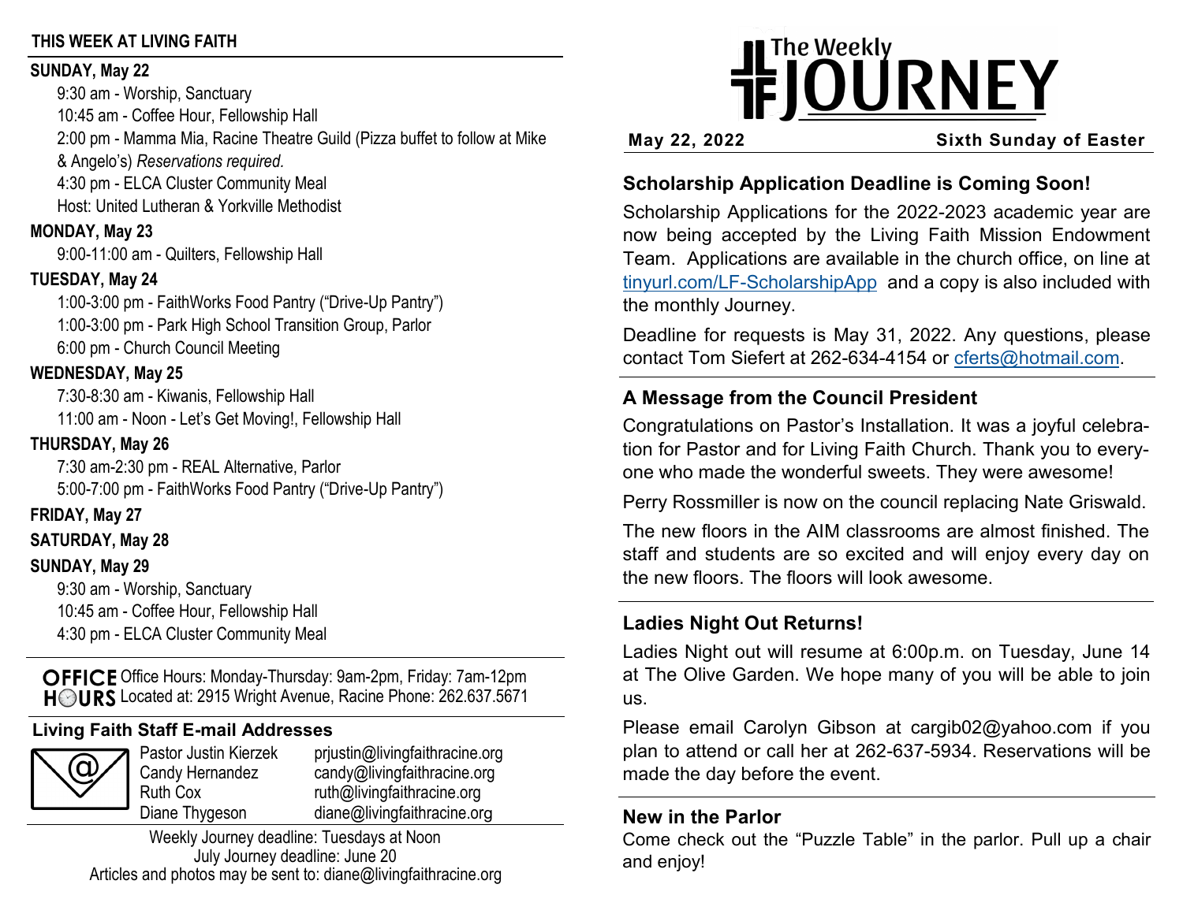# The Weekly JOURNEY

**May 22, 2022** — **Sixth Sunday of Easter**

## THIS WEEK AT LIVING FAITH

**SUNDAY, May 22**

- 9:30 am - Worship, Sanctuary
- 10:45 am - Coffee Hour, Fellowship Hall
- 2:00 pm - Mamma Mia, Racine Theatre Guild (Pizza buffet to follow at Mike & Angelo's) *Reservations required.*
- 4:30 pm - ELCA Cluster Community Meal
  Host: United Lutheran & Yorkville Methodist

**MONDAY, May 23**

- 9:00-11:00 am - Quilters, Fellowship Hall

**TUESDAY, May 24**

- 1:00-3:00 pm - FaithWorks Food Pantry ("Drive-Up Pantry")
- 1:00-3:00 pm - Park High School Transition Group, Parlor
- 6:00 pm - Church Council Meeting

**WEDNESDAY, May 25**

- 7:30-8:30 am - Kiwanis, Fellowship Hall
- 11:00 am - Noon - Let's Get Moving!, Fellowship Hall

**THURSDAY, May 26**

- 7:30 am-2:30 pm - REAL Alternative, Parlor
- 5:00-7:00 pm - FaithWorks Food Pantry ("Drive-Up Pantry")

**FRIDAY, May 27**

**SATURDAY, May 28**

**SUNDAY, May 29**

- 9:30 am - Worship, Sanctuary
- 10:45 am - Coffee Hour, Fellowship Hall
- 4:30 pm - ELCA Cluster Community Meal

**OFFICE HOURS** Office Hours: Monday-Thursday: 9am-2pm, Friday: 7am-12pm
Located at: 2915 Wright Avenue, Racine Phone: 262.637.5671

### Living Faith Staff E-mail Addresses

| | |
|---|---|
| Pastor Justin Kierzek | prjustin@livingfaithracine.org |
| Candy Hernandez | candy@livingfaithracine.org |
| Ruth Cox | ruth@livingfaithracine.org |
| Diane Thygeson | diane@livingfaithracine.org |

Weekly Journey deadline: Tuesdays at Noon
July Journey deadline: June 20
Articles and photos may be sent to: diane@livingfaithracine.org

## Scholarship Application Deadline is Coming Soon!

Scholarship Applications for the 2022-2023 academic year are now being accepted by the Living Faith Mission Endowment Team. Applications are available in the church office, on line at tinyurl.com/LF-ScholarshipApp and a copy is also included with the monthly Journey.

Deadline for requests is May 31, 2022. Any questions, please contact Tom Siefert at 262-634-4154 or cferts@hotmail.com.

## A Message from the Council President

Congratulations on Pastor's Installation. It was a joyful celebration for Pastor and for Living Faith Church. Thank you to everyone who made the wonderful sweets. They were awesome!

Perry Rossmiller is now on the council replacing Nate Griswald.

The new floors in the AIM classrooms are almost finished. The staff and students are so excited and will enjoy every day on the new floors. The floors will look awesome.

## Ladies Night Out Returns!

Ladies Night out will resume at 6:00p.m. on Tuesday, June 14 at The Olive Garden. We hope many of you will be able to join us.

Please email Carolyn Gibson at cargib02@yahoo.com if you plan to attend or call her at 262-637-5934. Reservations will be made the day before the event.

## New in the Parlor

Come check out the "Puzzle Table" in the parlor. Pull up a chair and enjoy!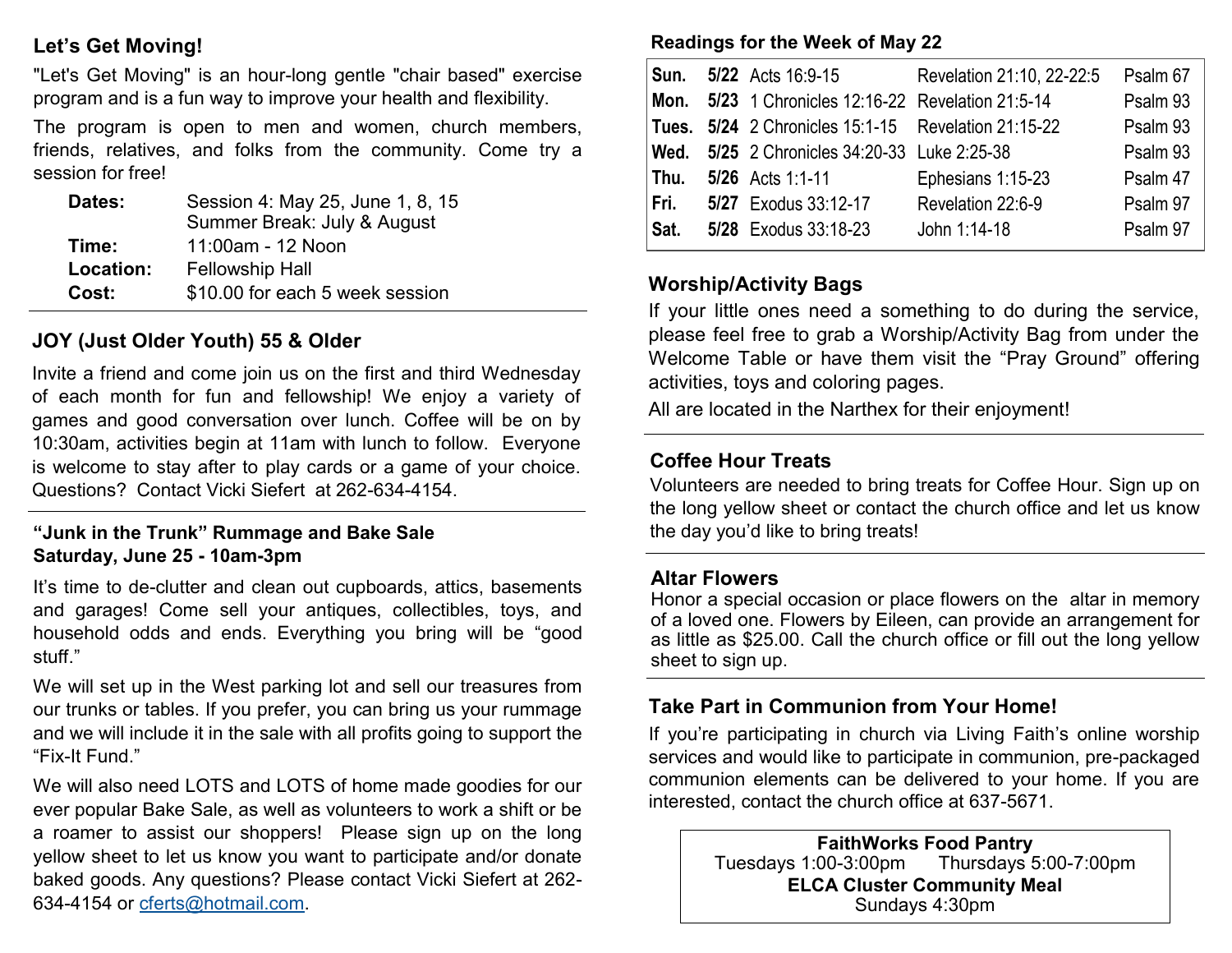## Let's Get Moving!

"Let's Get Moving" is an hour-long gentle "chair based" exercise program and is a fun way to improve your health and flexibility.

The program is open to men and women, church members, friends, relatives, and folks from the community. Come try a session for free!

**Dates:** Session 4: May 25, June 1, 8, 15
Summer Break: July & August
**Time:** 11:00am - 12 Noon
**Location:** Fellowship Hall
**Cost:** $10.00 for each 5 week session

## JOY (Just Older Youth) 55 & Older

Invite a friend and come join us on the first and third Wednesday of each month for fun and fellowship! We enjoy a variety of games and good conversation over lunch. Coffee will be on by 10:30am, activities begin at 11am with lunch to follow. Everyone is welcome to stay after to play cards or a game of your choice. Questions? Contact Vicki Siefert at 262-634-4154.

### "Junk in the Trunk" Rummage and Bake Sale
### Saturday, June 25 - 10am-3pm

It's time to de-clutter and clean out cupboards, attics, basements and garages! Come sell your antiques, collectibles, toys, and household odds and ends. Everything you bring will be "good stuff."

We will set up in the West parking lot and sell our treasures from our trunks or tables. If you prefer, you can bring us your rummage and we will include it in the sale with all profits going to support the "Fix-It Fund."

We will also need LOTS and LOTS of home made goodies for our ever popular Bake Sale, as well as volunteers to work a shift or be a roamer to assist our shoppers! Please sign up on the long yellow sheet to let us know you want to participate and/or donate baked goods. Any questions? Please contact Vicki Siefert at 262-634-4154 or cferts@hotmail.com.

### Readings for the Week of May 22

| | | | | |
|---|---|---|---|---|
| **Sun.** | **5/22** | Acts 16:9-15 | Revelation 21:10, 22-22:5 | Psalm 67 |
| **Mon.** | **5/23** | 1 Chronicles 12:16-22 | Revelation 21:5-14 | Psalm 93 |
| **Tues.** | **5/24** | 2 Chronicles 15:1-15 | Revelation 21:15-22 | Psalm 93 |
| **Wed.** | **5/25** | 2 Chronicles 34:20-33 | Luke 2:25-38 | Psalm 93 |
| **Thu.** | **5/26** | Acts 1:1-11 | Ephesians 1:15-23 | Psalm 47 |
| **Fri.** | **5/27** | Exodus 33:12-17 | Revelation 22:6-9 | Psalm 97 |
| **Sat.** | **5/28** | Exodus 33:18-23 | John 1:14-18 | Psalm 97 |

## Worship/Activity Bags

If your little ones need a something to do during the service, please feel free to grab a Worship/Activity Bag from under the Welcome Table or have them visit the "Pray Ground" offering activities, toys and coloring pages.

All are located in the Narthex for their enjoyment!

## Coffee Hour Treats

Volunteers are needed to bring treats for Coffee Hour. Sign up on the long yellow sheet or contact the church office and let us know the day you'd like to bring treats!

## Altar Flowers

Honor a special occasion or place flowers on the altar in memory of a loved one. Flowers by Eileen, can provide an arrangement for as little as $25.00. Call the church office or fill out the long yellow sheet to sign up.

## Take Part in Communion from Your Home!

If you're participating in church via Living Faith's online worship services and would like to participate in communion, pre-packaged communion elements can be delivered to your home. If you are interested, contact the church office at 637-5671.

**FaithWorks Food Pantry**
Tuesdays 1:00-3:00pm Thursdays 5:00-7:00pm
**ELCA Cluster Community Meal**
Sundays 4:30pm